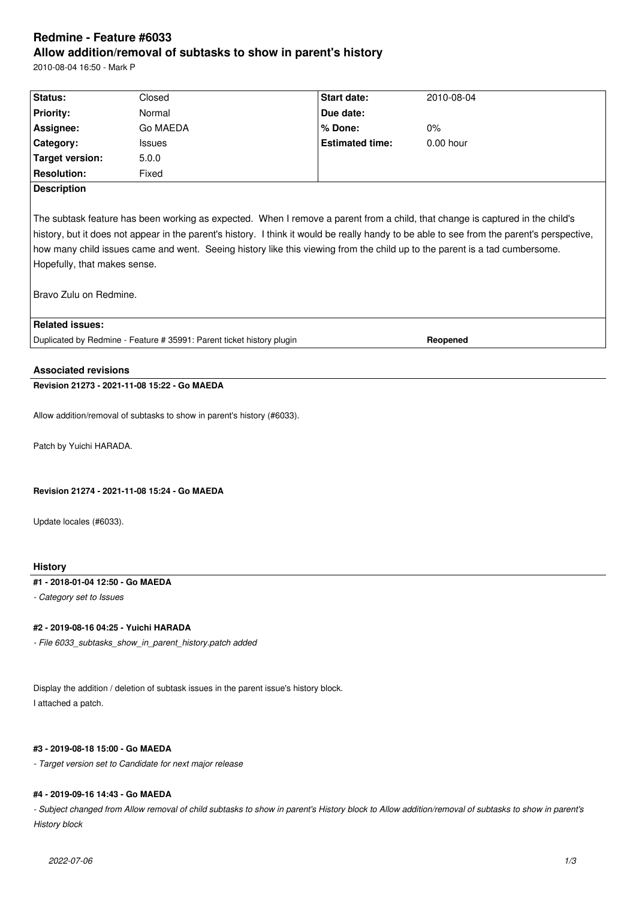# Redmine - Feature #6033

## Allow addition/removal of subtasks to show in parent's history

2010-08-04 16:50 - Mark P

| Status: | Closed | Start date: | 2010-08-04 |
|---|---|---|---|
| Priority: | Normal | Due date: | |
| Assignee: | Go MAEDA | % Done: | 0% |
| Category: | Issues | Estimated time: | 0.00 hour |
| Target version: | 5.0.0 | | |
| Resolution: | Fixed | | |

**Description**

The subtask feature has been working as expected. When I remove a parent from a child, that change is captured in the child's history, but it does not appear in the parent's history. I think it would be really handy to be able to see from the parent's perspective, how many child issues came and went. Seeing history like this viewing from the child up to the parent is a tad cumbersome. Hopefully, that makes sense.

Bravo Zulu on Redmine.

**Related issues:**

| | |
|---|---|
| Duplicated by Redmine - Feature # 35991: Parent ticket history plugin | **Reopened** |

### Associated revisions

**Revision 21273 - 2021-11-08 15:22 - Go MAEDA**

Allow addition/removal of subtasks to show in parent's history (#6033).

Patch by Yuichi HARADA.

**Revision 21274 - 2021-11-08 15:24 - Go MAEDA**

Update locales (#6033).

### History

**#1 - 2018-01-04 12:50 - Go MAEDA**

*- Category set to Issues*

**#2 - 2019-08-16 04:25 - Yuichi HARADA**

*- File 6033_subtasks_show_in_parent_history.patch added*

Display the addition / deletion of subtask issues in the parent issue's history block.
I attached a patch.

**#3 - 2019-08-18 15:00 - Go MAEDA**

*- Target version set to Candidate for next major release*

**#4 - 2019-09-16 14:43 - Go MAEDA**

*- Subject changed from Allow removal of child subtasks to show in parent's History block to Allow addition/removal of subtasks to show in parent's History block*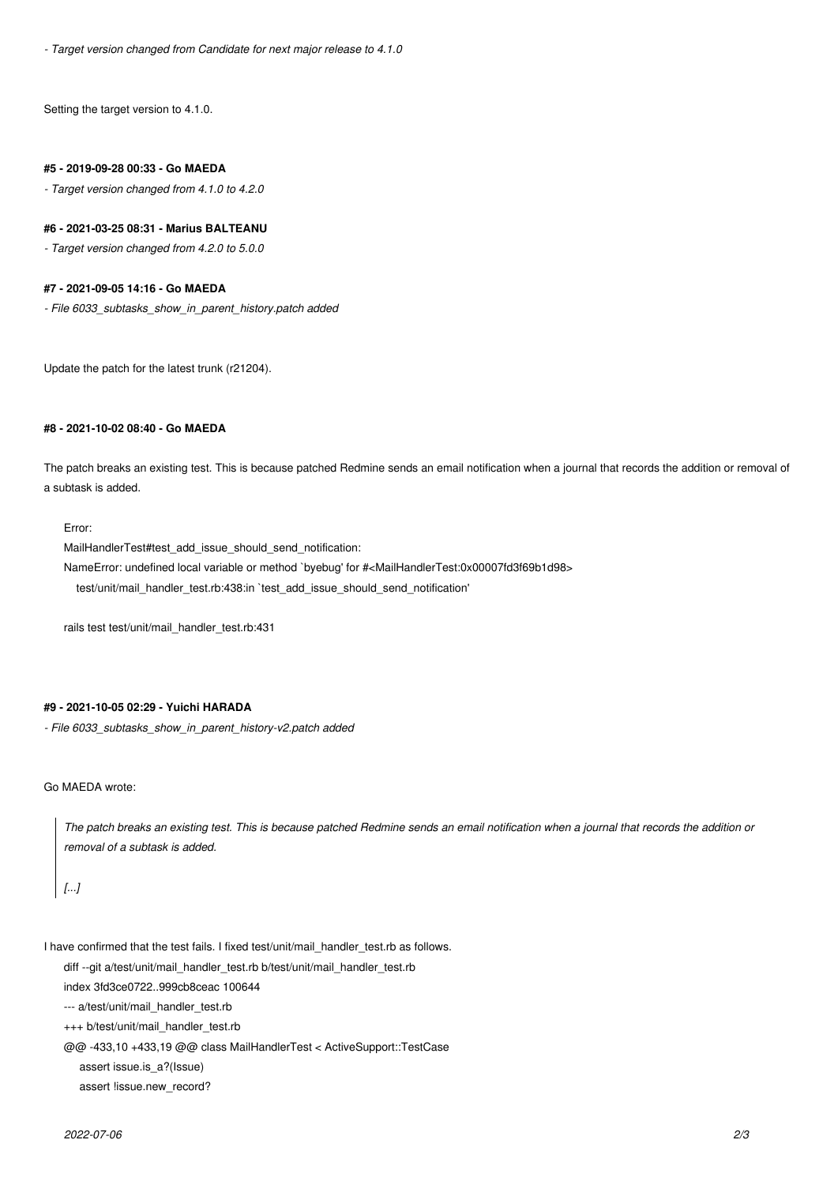*- Target version changed from Candidate for next major release to 4.1.0*

Setting the target version to 4.1.0.

#### #5 - 2019-09-28 00:33 - Go MAEDA

*- Target version changed from 4.1.0 to 4.2.0*

#### #6 - 2021-03-25 08:31 - Marius BALTEANU

*- Target version changed from 4.2.0 to 5.0.0*

#### #7 - 2021-09-05 14:16 - Go MAEDA

*- File 6033_subtasks_show_in_parent_history.patch added*

Update the patch for the latest trunk (r21204).

#### #8 - 2021-10-02 08:40 - Go MAEDA

The patch breaks an existing test. This is because patched Redmine sends an email notification when a journal that records the addition or removal of a subtask is added.

```
Error:
MailHandlerTest#test_add_issue_should_send_notification:
NameError: undefined local variable or method `byebug' for #<MailHandlerTest:0x00007fd3f69b1d98>
    test/unit/mail_handler_test.rb:438:in `test_add_issue_should_send_notification'

rails test test/unit/mail_handler_test.rb:431
```

#### #9 - 2021-10-05 02:29 - Yuichi HARADA

*- File 6033_subtasks_show_in_parent_history-v2.patch added*

Go MAEDA wrote:

> *The patch breaks an existing test. This is because patched Redmine sends an email notification when a journal that records the addition or removal of a subtask is added.*
>
> *[...]*

I have confirmed that the test fails. I fixed test/unit/mail_handler_test.rb as follows.

```
diff --git a/test/unit/mail_handler_test.rb b/test/unit/mail_handler_test.rb
index 3fd3ce0722..999cb8ceac 100644
--- a/test/unit/mail_handler_test.rb
+++ b/test/unit/mail_handler_test.rb
@@ -433,10 +433,19 @@ class MailHandlerTest < ActiveSupport::TestCase
     assert issue.is_a?(Issue)
     assert !issue.new_record?
```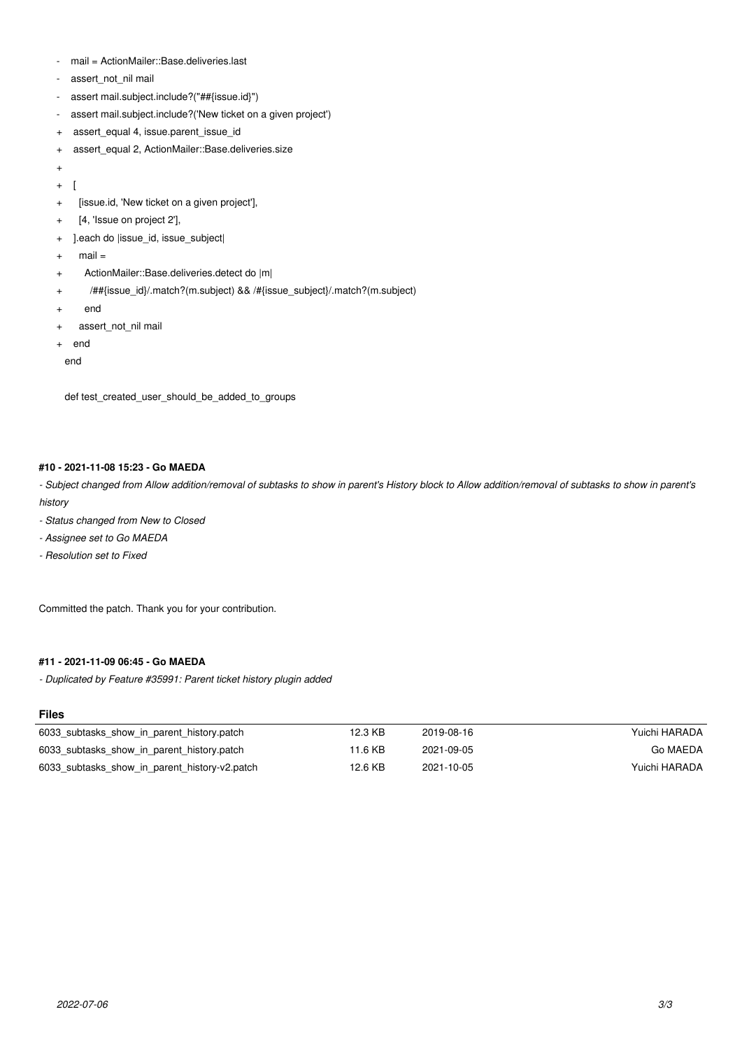```
-   mail = ActionMailer::Base.deliveries.last
-   assert_not_nil mail
-   assert mail.subject.include?("##{issue.id}")
-   assert mail.subject.include?('New ticket on a given project')
+   assert_equal 4, issue.parent_issue_id
+   assert_equal 2, ActionMailer::Base.deliveries.size
+
+   [
+     [issue.id, 'New ticket on a given project'],
+     [4, 'Issue on project 2'],
+   ].each do |issue_id, issue_subject|
+     mail =
+       ActionMailer::Base.deliveries.detect do |m|
+         /##{issue_id}/.match?(m.subject) && /#{issue_subject}/.match?(m.subject)
+       end
+     assert_not_nil mail
+   end
  end

  def test_created_user_should_be_added_to_groups
```

#### #10 - 2021-11-08 15:23 - Go MAEDA

*- Subject changed from Allow addition/removal of subtasks to show in parent's History block to Allow addition/removal of subtasks to show in parent's history*

*- Status changed from New to Closed*

*- Assignee set to Go MAEDA*

*- Resolution set to Fixed*

Committed the patch. Thank you for your contribution.

#### #11 - 2021-11-09 06:45 - Go MAEDA

*- Duplicated by Feature #35991: Parent ticket history plugin added*

### Files

| | | | |
|---|---|---|---|
| 6033_subtasks_show_in_parent_history.patch | 12.3 KB | 2019-08-16 | Yuichi HARADA |
| 6033_subtasks_show_in_parent_history.patch | 11.6 KB | 2021-09-05 | Go MAEDA |
| 6033_subtasks_show_in_parent_history-v2.patch | 12.6 KB | 2021-10-05 | Yuichi HARADA |